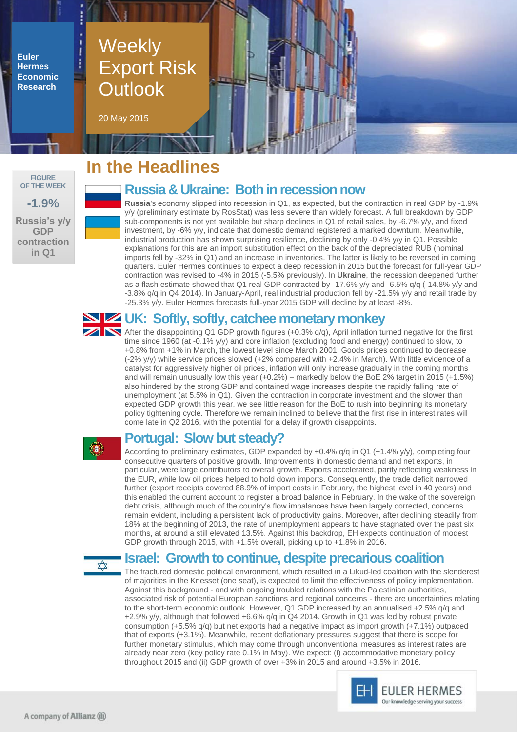Euler Hermes Economic Research

# Weekly Export Risk Outlook

20 May 2015

**FIGURE OF THE WEEK**

**-1.9%**

**Russia's y/y GDP contraction in Q1**

## In the Headlines

### Russia & Ukraine: Both in recession now

**Russia**'s economy slipped into recession in Q1, as expected, but the contraction in real GDP by -1.9% y/y (preliminary estimate by RosStat) was less severe than widely forecast. A full breakdown by GDP sub-components is not yet available but sharp declines in Q1 of retail sales, by -6.7% y/y, and fixed investment, by -6% y/y, indicate that domestic demand registered a marked downturn. Meanwhile, industrial production has shown surprising resilience, declining by only -0.4% y/y in Q1. Possible explanations for this are an import substitution effect on the back of the depreciated RUB (nominal imports fell by -32% in Q1) and an increase in inventories. The latter is likely to be reversed in coming quarters. Euler Hermes continues to expect a deep recession in 2015 but the forecast for full-year GDP contraction was revised to -4% in 2015 (-5.5% previously). In **Ukraine**, the recession deepened further as a flash estimate showed that Q1 real GDP contracted by -17.6% y/y and -6.5% q/q (-14.8% y/y and -3.8% q/q in Q4 2014). In January-April, real industrial production fell by -21.5% y/y and retail trade by -25.3% y/y. Euler Hermes forecasts full-year 2015 GDP will decline by at least -8%.

### UK: Softly, softly, catchee monetary monkey

After the disappointing Q1 GDP growth figures (+0.3% q/q), April inflation turned negative for the first time since 1960 (at -0.1% y/y) and core inflation (excluding food and energy) continued to slow, to +0.8% from +1% in March, the lowest level since March 2001. Goods prices continued to decrease (-2% y/y) while service prices slowed (+2% compared with +2.4% in March). With little evidence of a catalyst for aggressively higher oil prices, inflation will only increase gradually in the coming months and will remain unusually low this year (+0.2%) – markedly below the BoE 2% target in 2015 (+1.5%) also hindered by the strong GBP and contained wage increases despite the rapidly falling rate of unemployment (at 5.5% in Q1). Given the contraction in corporate investment and the slower than expected GDP growth this year, we see little reason for the BoE to rush into beginning its monetary policy tightening cycle. Therefore we remain inclined to believe that the first rise in interest rates will come late in Q2 2016, with the potential for a delay if growth disappoints.

### Portugal: Slow but steady?

According to preliminary estimates, GDP expanded by +0.4% q/q in Q1 (+1.4% y/y), completing four consecutive quarters of positive growth. Improvements in domestic demand and net exports, in particular, were large contributors to overall growth. Exports accelerated, partly reflecting weakness in the EUR, while low oil prices helped to hold down imports. Consequently, the trade deficit narrowed further (export receipts covered 88.9% of import costs in February, the highest level in 40 years) and this enabled the current account to register a broad balance in February. In the wake of the sovereign debt crisis, although much of the country's flow imbalances have been largely corrected, concerns remain evident, including a persistent lack of productivity gains. Moreover, after declining steadily from 18% at the beginning of 2013, the rate of unemployment appears to have stagnated over the past six months, at around a still elevated 13.5%. Against this backdrop, EH expects continuation of modest GDP growth through 2015, with +1.5% overall, picking up to +1.8% in 2016.

### Israel: Growth to continue, despite precarious coalition

The fractured domestic political environment, which resulted in a Likud-led coalition with the slenderest of majorities in the Knesset (one seat), is expected to limit the effectiveness of policy implementation. Against this background - and with ongoing troubled relations with the Palestinian authorities, associated risk of potential European sanctions and regional concerns - there are uncertainties relating to the short-term economic outlook. However, Q1 GDP increased by an annualised +2.5% q/q and +2.9% y/y, although that followed +6.6% q/q in Q4 2014. Growth in Q1 was led by robust private consumption (+5.5% q/q) but net exports had a negative impact as import growth (+7.1%) outpaced that of exports (+3.1%). Meanwhile, recent deflationary pressures suggest that there is scope for further monetary stimulus, which may come through unconventional measures as interest rates are already near zero (key policy rate 0.1% in May). We expect: (i) accommodative monetary policy throughout 2015 and (ii) GDP growth of over +3% in 2015 and around +3.5% in 2016.

EULER HERMES
Our knowledge serving your success

A company of Allianz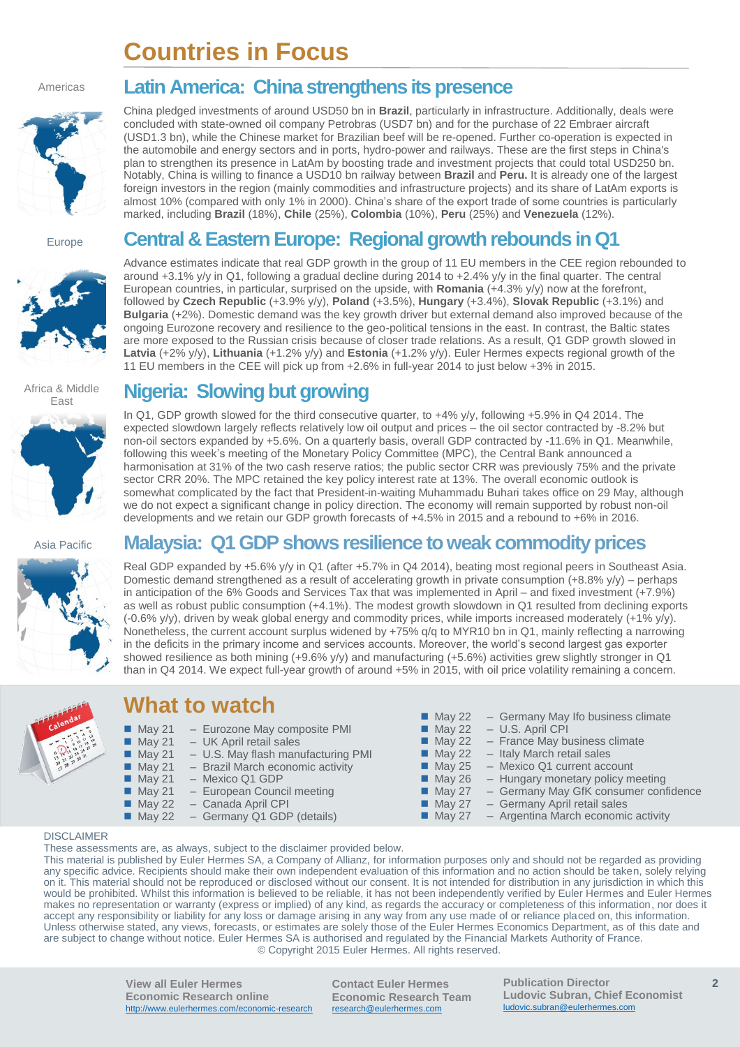# Countries in Focus

Americas

## Latin America: China strengthens its presence

China pledged investments of around USD50 bn in **Brazil**, particularly in infrastructure. Additionally, deals were concluded with state-owned oil company Petrobras (USD7 bn) and for the purchase of 22 Embraer aircraft (USD1.3 bn), while the Chinese market for Brazilian beef will be re-opened. Further co-operation is expected in the automobile and energy sectors and in ports, hydro-power and railways. These are the first steps in China's plan to strengthen its presence in LatAm by boosting trade and investment projects that could total USD250 bn. Notably, China is willing to finance a USD10 bn railway between **Brazil** and **Peru.** It is already one of the largest foreign investors in the region (mainly commodities and infrastructure projects) and its share of LatAm exports is almost 10% (compared with only 1% in 2000). China's share of the export trade of some countries is particularly marked, including **Brazil** (18%), **Chile** (25%), **Colombia** (10%), **Peru** (25%) and **Venezuela** (12%).

Europe

## Central & Eastern Europe: Regional growth rebounds in Q1

Advance estimates indicate that real GDP growth in the group of 11 EU members in the CEE region rebounded to around +3.1% y/y in Q1, following a gradual decline during 2014 to +2.4% y/y in the final quarter. The central European countries, in particular, surprised on the upside, with **Romania** (+4.3% y/y) now at the forefront, followed by **Czech Republic** (+3.9% y/y), **Poland** (+3.5%), **Hungary** (+3.4%), **Slovak Republic** (+3.1%) and **Bulgaria** (+2%). Domestic demand was the key growth driver but external demand also improved because of the ongoing Eurozone recovery and resilience to the geo-political tensions in the east. In contrast, the Baltic states are more exposed to the Russian crisis because of closer trade relations. As a result, Q1 GDP growth slowed in **Latvia** (+2% y/y), **Lithuania** (+1.2% y/y) and **Estonia** (+1.2% y/y). Euler Hermes expects regional growth of the 11 EU members in the CEE will pick up from +2.6% in full-year 2014 to just below +3% in 2015.

Africa & Middle East

## Nigeria: Slowing but growing

In Q1, GDP growth slowed for the third consecutive quarter, to +4% y/y, following +5.9% in Q4 2014. The expected slowdown largely reflects relatively low oil output and prices – the oil sector contracted by -8.2% but non-oil sectors expanded by +5.6%. On a quarterly basis, overall GDP contracted by -11.6% in Q1. Meanwhile, following this week's meeting of the Monetary Policy Committee (MPC), the Central Bank announced a harmonisation at 31% of the two cash reserve ratios; the public sector CRR was previously 75% and the private sector CRR 20%. The MPC retained the key policy interest rate at 13%. The overall economic outlook is somewhat complicated by the fact that President-in-waiting Muhammadu Buhari takes office on 29 May, although we do not expect a significant change in policy direction. The economy will remain supported by robust non-oil developments and we retain our GDP growth forecasts of +4.5% in 2015 and a rebound to +6% in 2016.

Asia Pacific

## Malaysia: Q1 GDP shows resilience to weak commodity prices

Real GDP expanded by +5.6% y/y in Q1 (after +5.7% in Q4 2014), beating most regional peers in Southeast Asia. Domestic demand strengthened as a result of accelerating growth in private consumption (+8.8% y/y) – perhaps in anticipation of the 6% Goods and Services Tax that was implemented in April – and fixed investment (+7.9%) as well as robust public consumption (+4.1%). The modest growth slowdown in Q1 resulted from declining exports (-0.6% y/y), driven by weak global energy and commodity prices, while imports increased moderately (+1% y/y). Nonetheless, the current account surplus widened by +75% q/q to MYR10 bn in Q1, mainly reflecting a narrowing in the deficits in the primary income and services accounts. Moreover, the world's second largest gas exporter showed resilience as both mining (+9.6% y/y) and manufacturing (+5.6%) activities grew slightly stronger in Q1 than in Q4 2014. We expect full-year growth of around +5% in 2015, with oil price volatility remaining a concern.

# What to watch

- May 21 – Eurozone May composite PMI
- May 21 – UK April retail sales
- May 21 – U.S. May flash manufacturing PMI
- May 21 – Brazil March economic activity
- May 21 – Mexico Q1 GDP
- May 21 – European Council meeting
- May 22 – Canada April CPI
- May 22 – Germany Q1 GDP (details)
- May 22 – Germany May Ifo business climate
- May 22 – U.S. April CPI
- May 22 – France May business climate
- May 22 – Italy March retail sales
- May 25 – Mexico Q1 current account
- May 26 – Hungary monetary policy meeting
- May 27 – Germany May GfK consumer confidence
- May 27 – Germany April retail sales
- May 27 – Argentina March economic activity

DISCLAIMER

These assessments are, as always, subject to the disclaimer provided below.

This material is published by Euler Hermes SA, a Company of Allianz, for information purposes only and should not be regarded as providing any specific advice. Recipients should make their own independent evaluation of this information and no action should be taken, solely relying on it. This material should not be reproduced or disclosed without our consent. It is not intended for distribution in any jurisdiction in which this would be prohibited. Whilst this information is believed to be reliable, it has not been independently verified by Euler Hermes and Euler Hermes makes no representation or warranty (express or implied) of any kind, as regards the accuracy or completeness of this information, nor does it accept any responsibility or liability for any loss or damage arising in any way from any use made of or reliance placed on, this information. Unless otherwise stated, any views, forecasts, or estimates are solely those of the Euler Hermes Economics Department, as of this date and are subject to change without notice. Euler Hermes SA is authorised and regulated by the Financial Markets Authority of France.

© Copyright 2015 Euler Hermes. All rights reserved.

**View all Euler Hermes Economic Research online**
http://www.eulerhermes.com/economic-research

**Contact Euler Hermes Economic Research Team**
research@eulerhermes.com

**Publication Director Ludovic Subran, Chief Economist**
ludovic.subran@eulerhermes.com